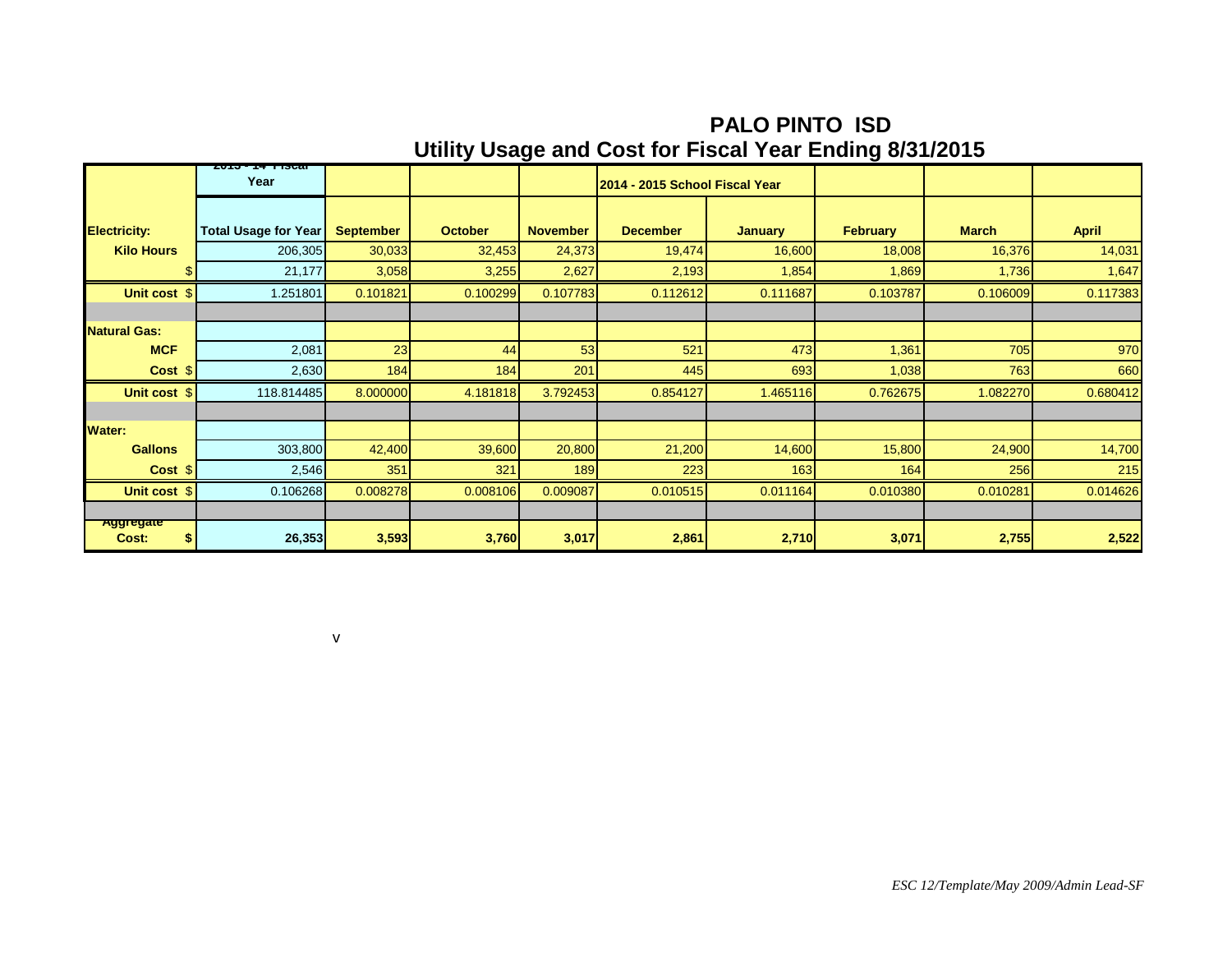# PALO PINTO ISD
## Utility Usage and Cost for Fiscal Year Ending 8/31/2015

| | 2013 - 14 Fiscal Year | | | | 2014 - 2015 School Fiscal Year | | | | |
|---|---|---|---|---|---|---|---|---|---|
| **Electricity:** | **Total Usage for Year** | **September** | **October** | **November** | **December** | **January** | **February** | **March** | **April** |
| **Kilo Hours** | 206,305 | 30,033 | 32,453 | 24,373 | 19,474 | 16,600 | 18,008 | 16,376 | 14,031 |
| $ | 21,177 | 3,058 | 3,255 | 2,627 | 2,193 | 1,854 | 1,869 | 1,736 | 1,647 |
| **Unit cost** $ | 1.251801 | 0.101821 | 0.100299 | 0.107783 | 0.112612 | 0.111687 | 0.103787 | 0.106009 | 0.117383 |
| | | | | | | | | | |
| **Natural Gas:** | | | | | | | | | |
| **MCF** | 2,081 | 23 | 44 | 53 | 521 | 473 | 1,361 | 705 | 970 |
| **Cost** $ | 2,630 | 184 | 184 | 201 | 445 | 693 | 1,038 | 763 | 660 |
| **Unit cost** $ | 118.814485 | 8.000000 | 4.181818 | 3.792453 | 0.854127 | 1.465116 | 0.762675 | 1.082270 | 0.680412 |
| | | | | | | | | | |
| **Water:** | | | | | | | | | |
| **Gallons** | 303,800 | 42,400 | 39,600 | 20,800 | 21,200 | 14,600 | 15,800 | 24,900 | 14,700 |
| **Cost** $ | 2,546 | 351 | 321 | 189 | 223 | 163 | 164 | 256 | 215 |
| **Unit cost** $ | 0.106268 | 0.008278 | 0.008106 | 0.009087 | 0.010515 | 0.011164 | 0.010380 | 0.010281 | 0.014626 |
| | | | | | | | | | |
| **Aggregate Cost:** **$** | **26,353** | **3,593** | **3,760** | **3,017** | **2,861** | **2,710** | **3,071** | **2,755** | **2,522** |

v

*ESC 12/Template/May 2009/Admin Lead-SF*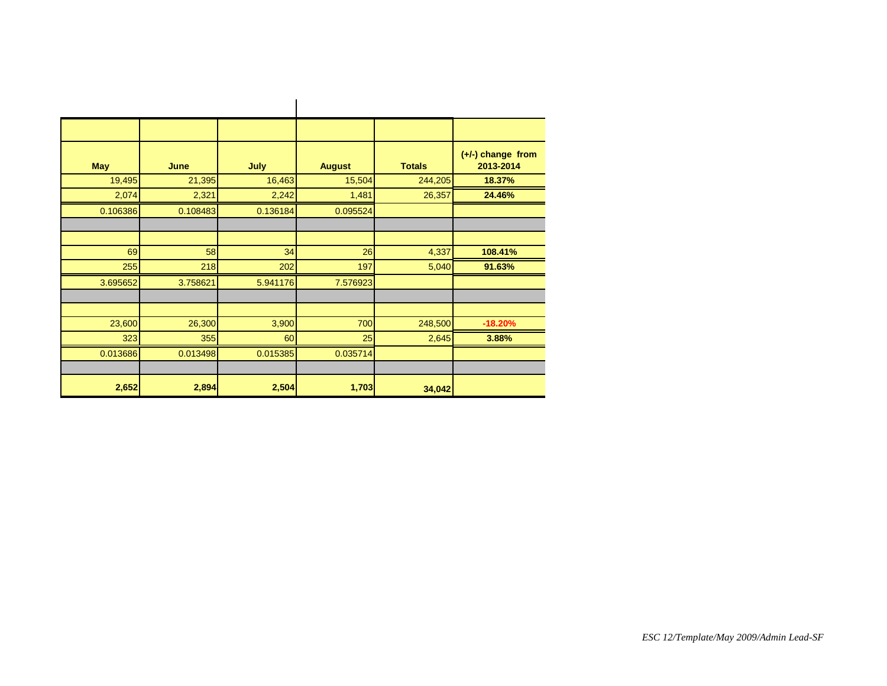| May | June | July | August | Totals | (+/-) change from 2013-2014 |
|---|---|---|---|---|---|
| 19,495 | 21,395 | 16,463 | 15,504 | 244,205 | **18.37%** |
| 2,074 | 2,321 | 2,242 | 1,481 | 26,357 | **24.46%** |
| 0.106386 | 0.108483 | 0.136184 | 0.095524 | | |
| | | | | | |
| | | | | | |
| 69 | 58 | 34 | 26 | 4,337 | **108.41%** |
| 255 | 218 | 202 | 197 | 5,040 | **91.63%** |
| 3.695652 | 3.758621 | 5.941176 | 7.576923 | | |
| | | | | | |
| | | | | | |
| 23,600 | 26,300 | 3,900 | 700 | 248,500 | **-18.20%** |
| 323 | 355 | 60 | 25 | 2,645 | **3.88%** |
| 0.013686 | 0.013498 | 0.015385 | 0.035714 | | |
| | | | | | |
| **2,652** | **2,894** | **2,504** | **1,703** | **34,042** | |

*ESC 12/Template/May 2009/Admin Lead-SF*